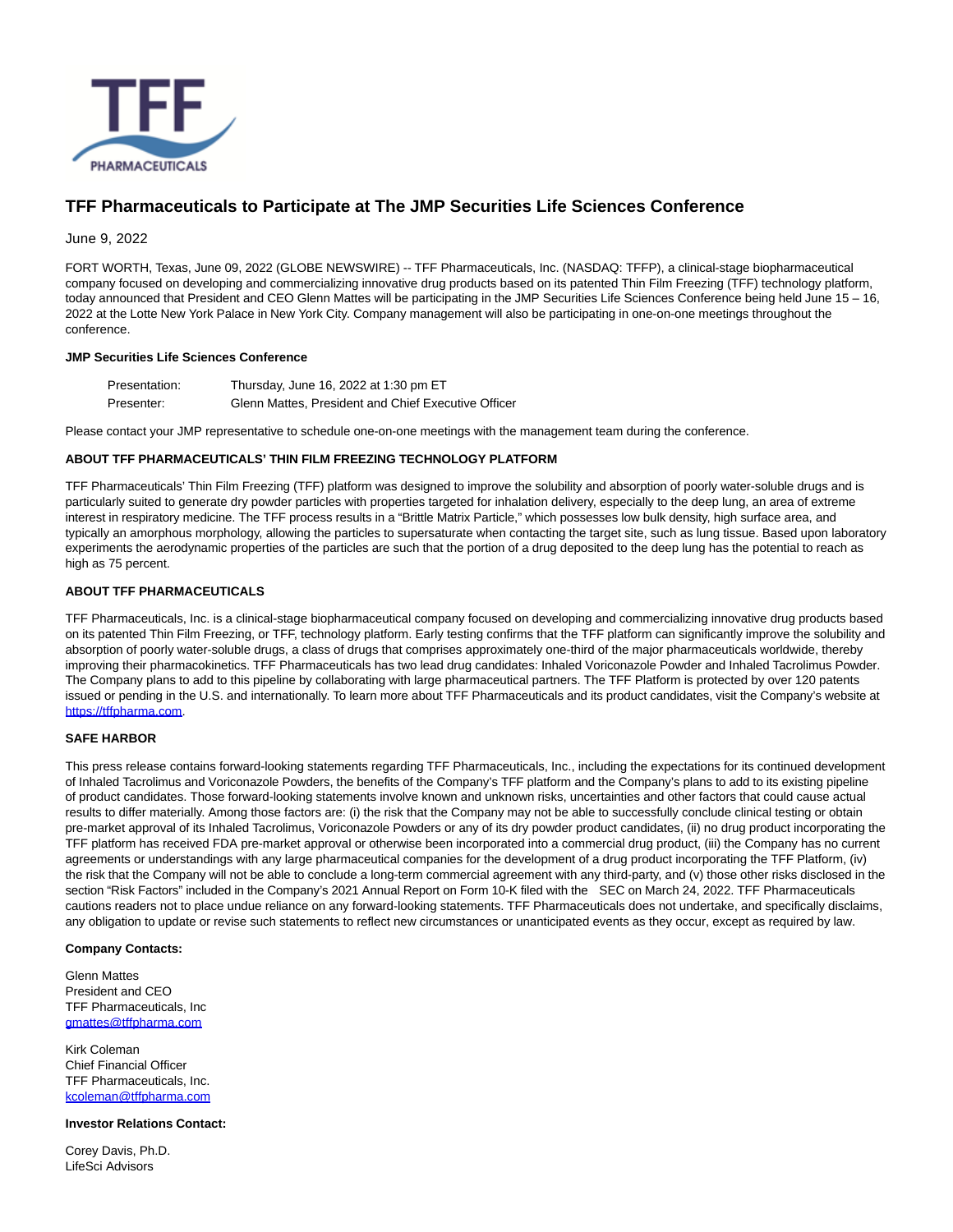# TFF Pharmaceuticals to Participate at The JMP Securities Life Sciences Conference

June 9, 2022

FORT WORTH, Texas, June 09, 2022 (GLOBE NEWSWIRE) -- TFF Pharmaceuticals, Inc. (NASDAQ: TFFP), a clinical-stage biopharmaceutical company focused on developing and commercializing innovative drug products based on its patented Thin Film Freezing (TFF) technology platform, today announced that President and CEO Glenn Mattes will be participating in the JMP Securities Life Sciences Conference being held June 15 – 16, 2022 at the Lotte New York Palace in New York City. Company management will also be participating in one-on-one meetings throughout the conference.

**JMP Securities Life Sciences Conference**

| | |
|---|---|
| Presentation: | Thursday, June 16, 2022 at 1:30 pm ET |
| Presenter: | Glenn Mattes, President and Chief Executive Officer |

Please contact your JMP representative to schedule one-on-one meetings with the management team during the conference.

**ABOUT TFF PHARMACEUTICALS' THIN FILM FREEZING TECHNOLOGY PLATFORM**

TFF Pharmaceuticals' Thin Film Freezing (TFF) platform was designed to improve the solubility and absorption of poorly water-soluble drugs and is particularly suited to generate dry powder particles with properties targeted for inhalation delivery, especially to the deep lung, an area of extreme interest in respiratory medicine. The TFF process results in a "Brittle Matrix Particle," which possesses low bulk density, high surface area, and typically an amorphous morphology, allowing the particles to supersaturate when contacting the target site, such as lung tissue. Based upon laboratory experiments the aerodynamic properties of the particles are such that the portion of a drug deposited to the deep lung has the potential to reach as high as 75 percent.

**ABOUT TFF PHARMACEUTICALS**

TFF Pharmaceuticals, Inc. is a clinical-stage biopharmaceutical company focused on developing and commercializing innovative drug products based on its patented Thin Film Freezing, or TFF, technology platform. Early testing confirms that the TFF platform can significantly improve the solubility and absorption of poorly water-soluble drugs, a class of drugs that comprises approximately one-third of the major pharmaceuticals worldwide, thereby improving their pharmacokinetics. TFF Pharmaceuticals has two lead drug candidates: Inhaled Voriconazole Powder and Inhaled Tacrolimus Powder. The Company plans to add to this pipeline by collaborating with large pharmaceutical partners. The TFF Platform is protected by over 120 patents issued or pending in the U.S. and internationally. To learn more about TFF Pharmaceuticals and its product candidates, visit the Company's website at https://tffpharma.com.

**SAFE HARBOR**

This press release contains forward-looking statements regarding TFF Pharmaceuticals, Inc., including the expectations for its continued development of Inhaled Tacrolimus and Voriconazole Powders, the benefits of the Company's TFF platform and the Company's plans to add to its existing pipeline of product candidates. Those forward-looking statements involve known and unknown risks, uncertainties and other factors that could cause actual results to differ materially. Among those factors are: (i) the risk that the Company may not be able to successfully conclude clinical testing or obtain pre-market approval of its Inhaled Tacrolimus, Voriconazole Powders or any of its dry powder product candidates, (ii) no drug product incorporating the TFF platform has received FDA pre-market approval or otherwise been incorporated into a commercial drug product, (iii) the Company has no current agreements or understandings with any large pharmaceutical companies for the development of a drug product incorporating the TFF Platform, (iv) the risk that the Company will not be able to conclude a long-term commercial agreement with any third-party, and (v) those other risks disclosed in the section "Risk Factors" included in the Company's 2021 Annual Report on Form 10-K filed with the SEC on March 24, 2022. TFF Pharmaceuticals cautions readers not to place undue reliance on any forward-looking statements. TFF Pharmaceuticals does not undertake, and specifically disclaims, any obligation to update or revise such statements to reflect new circumstances or unanticipated events as they occur, except as required by law.

**Company Contacts:**

Glenn Mattes
President and CEO
TFF Pharmaceuticals, Inc
gmattes@tffpharma.com

Kirk Coleman
Chief Financial Officer
TFF Pharmaceuticals, Inc.
kcoleman@tffpharma.com

**Investor Relations Contact:**

Corey Davis, Ph.D.
LifeSci Advisors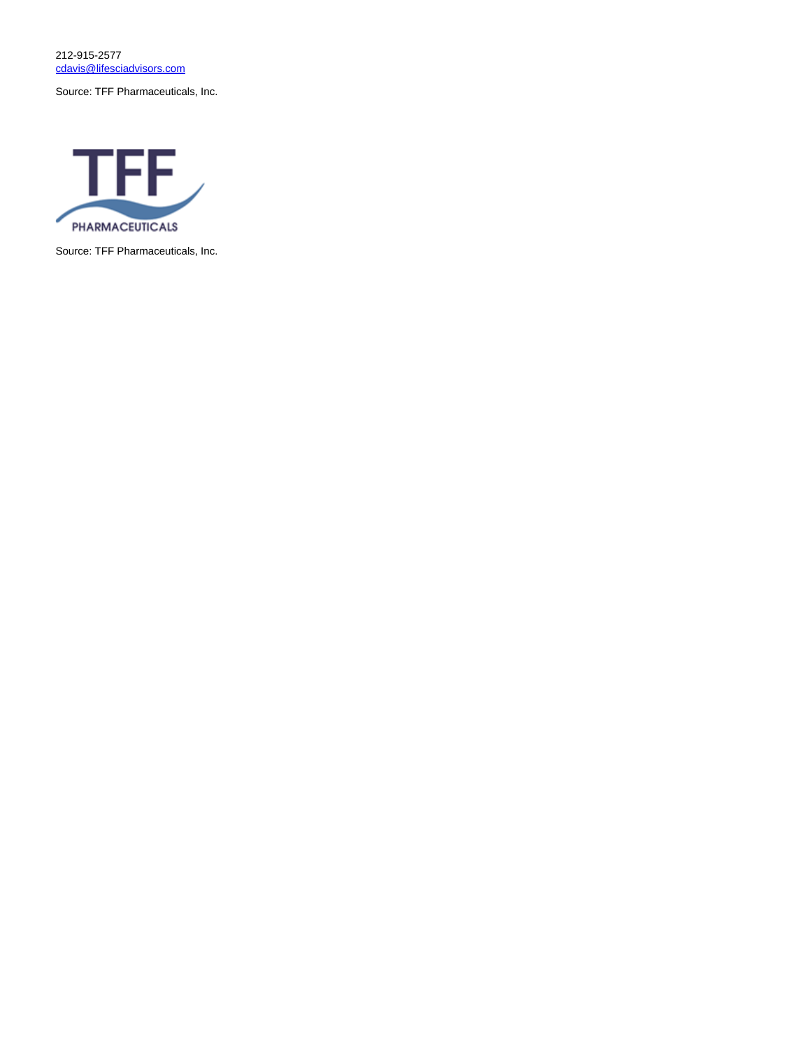212-915-2577
cdavis@lifesciadvisors.com

Source: TFF Pharmaceuticals, Inc.

Source: TFF Pharmaceuticals, Inc.